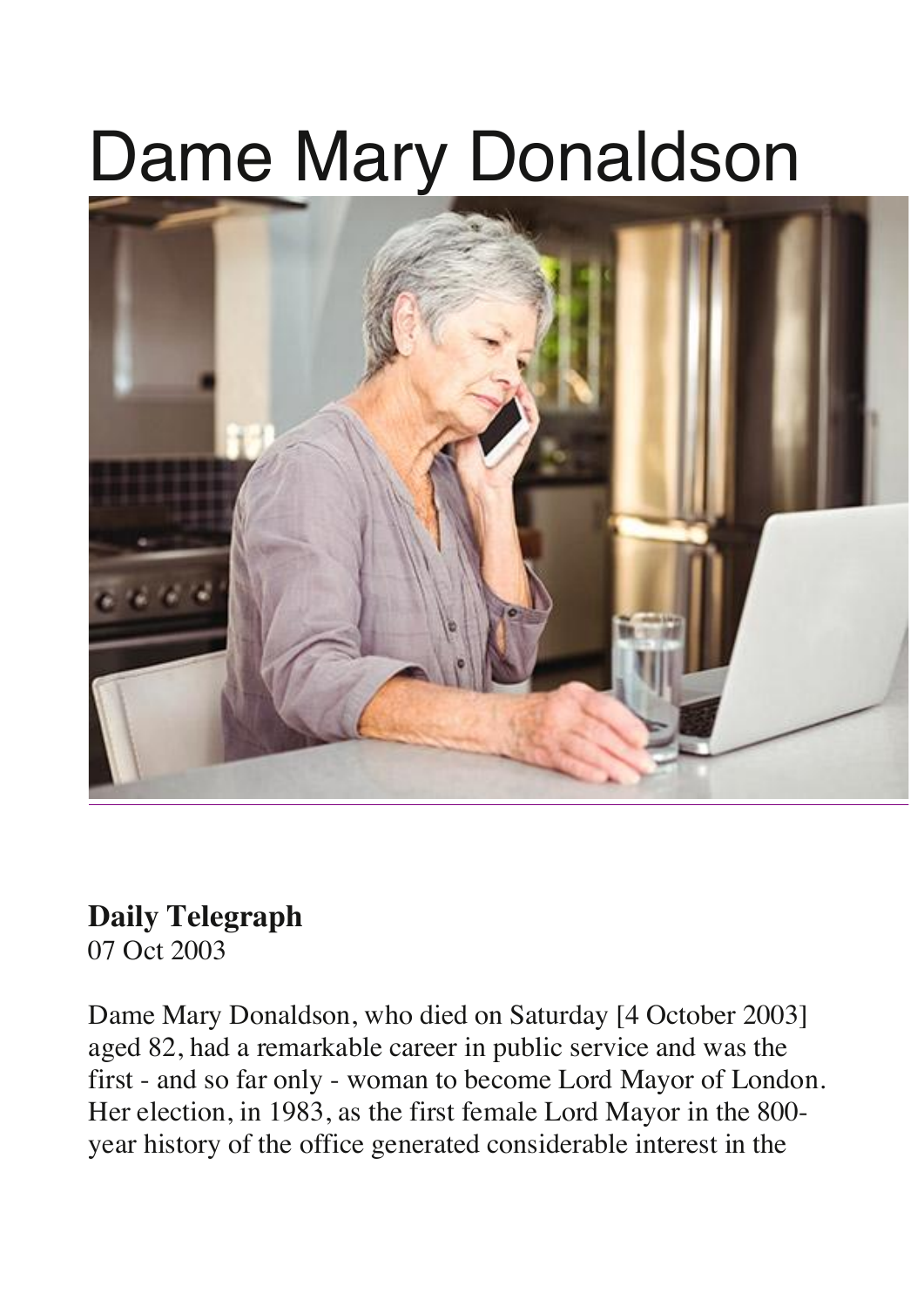# Dame Mary Donaldson

**Daily Telegraph**
07 Oct 2003

Dame Mary Donaldson, who died on Saturday [4 October 2003] aged 82, had a remarkable career in public service and was the first - and so far only - woman to become Lord Mayor of London. Her election, in 1983, as the first female Lord Mayor in the 800-year history of the office generated considerable interest in the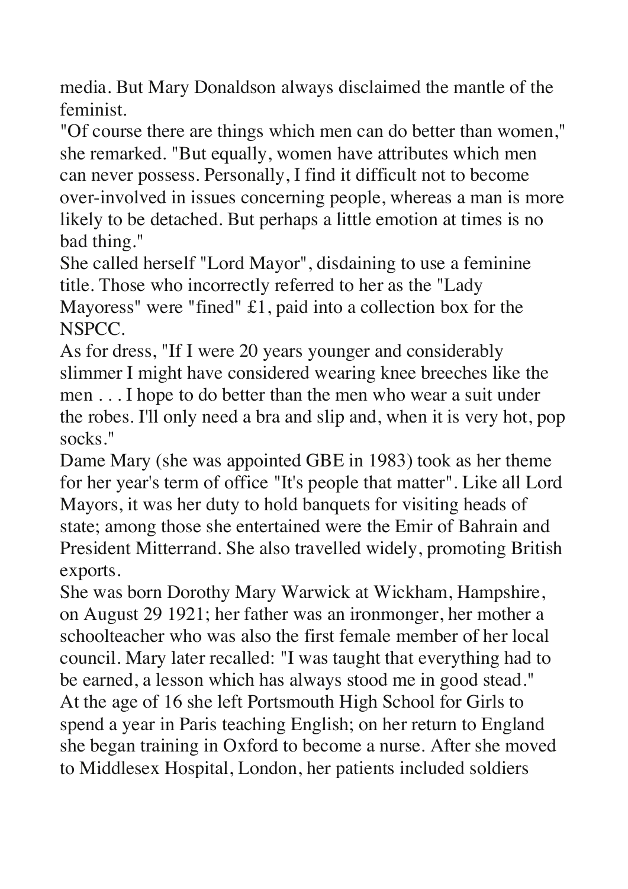media. But Mary Donaldson always disclaimed the mantle of the feminist.

"Of course there are things which men can do better than women," she remarked. "But equally, women have attributes which men can never possess. Personally, I find it difficult not to become over-involved in issues concerning people, whereas a man is more likely to be detached. But perhaps a little emotion at times is no bad thing."

She called herself "Lord Mayor", disdaining to use a feminine title. Those who incorrectly referred to her as the "Lady Mayoress" were "fined" £1, paid into a collection box for the NSPCC.

As for dress, "If I were 20 years younger and considerably slimmer I might have considered wearing knee breeches like the men . . . I hope to do better than the men who wear a suit under the robes. I'll only need a bra and slip and, when it is very hot, pop socks."

Dame Mary (she was appointed GBE in 1983) took as her theme for her year's term of office "It's people that matter". Like all Lord Mayors, it was her duty to hold banquets for visiting heads of state; among those she entertained were the Emir of Bahrain and President Mitterrand. She also travelled widely, promoting British exports.

She was born Dorothy Mary Warwick at Wickham, Hampshire, on August 29 1921; her father was an ironmonger, her mother a schoolteacher who was also the first female member of her local council. Mary later recalled: "I was taught that everything had to be earned, a lesson which has always stood me in good stead."

At the age of 16 she left Portsmouth High School for Girls to spend a year in Paris teaching English; on her return to England she began training in Oxford to become a nurse. After she moved to Middlesex Hospital, London, her patients included soldiers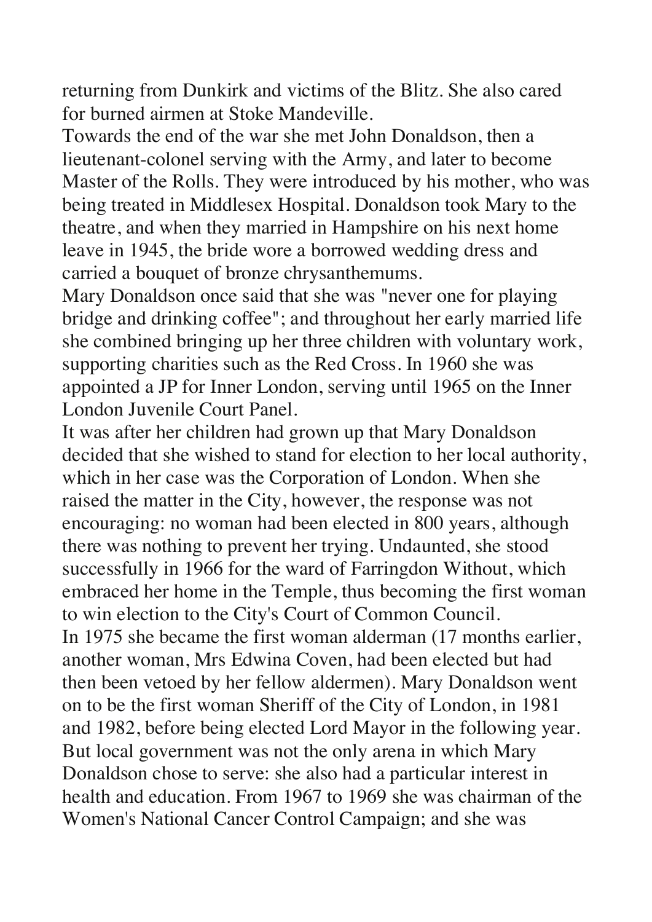returning from Dunkirk and victims of the Blitz. She also cared for burned airmen at Stoke Mandeville.

Towards the end of the war she met John Donaldson, then a lieutenant-colonel serving with the Army, and later to become Master of the Rolls. They were introduced by his mother, who was being treated in Middlesex Hospital. Donaldson took Mary to the theatre, and when they married in Hampshire on his next home leave in 1945, the bride wore a borrowed wedding dress and carried a bouquet of bronze chrysanthemums.

Mary Donaldson once said that she was "never one for playing bridge and drinking coffee"; and throughout her early married life she combined bringing up her three children with voluntary work, supporting charities such as the Red Cross. In 1960 she was appointed a JP for Inner London, serving until 1965 on the Inner London Juvenile Court Panel.

It was after her children had grown up that Mary Donaldson decided that she wished to stand for election to her local authority, which in her case was the Corporation of London. When she raised the matter in the City, however, the response was not encouraging: no woman had been elected in 800 years, although there was nothing to prevent her trying. Undaunted, she stood successfully in 1966 for the ward of Farringdon Without, which embraced her home in the Temple, thus becoming the first woman to win election to the City's Court of Common Council.

In 1975 she became the first woman alderman (17 months earlier, another woman, Mrs Edwina Coven, had been elected but had then been vetoed by her fellow aldermen). Mary Donaldson went on to be the first woman Sheriff of the City of London, in 1981 and 1982, before being elected Lord Mayor in the following year.

But local government was not the only arena in which Mary Donaldson chose to serve: she also had a particular interest in health and education. From 1967 to 1969 she was chairman of the Women's National Cancer Control Campaign; and she was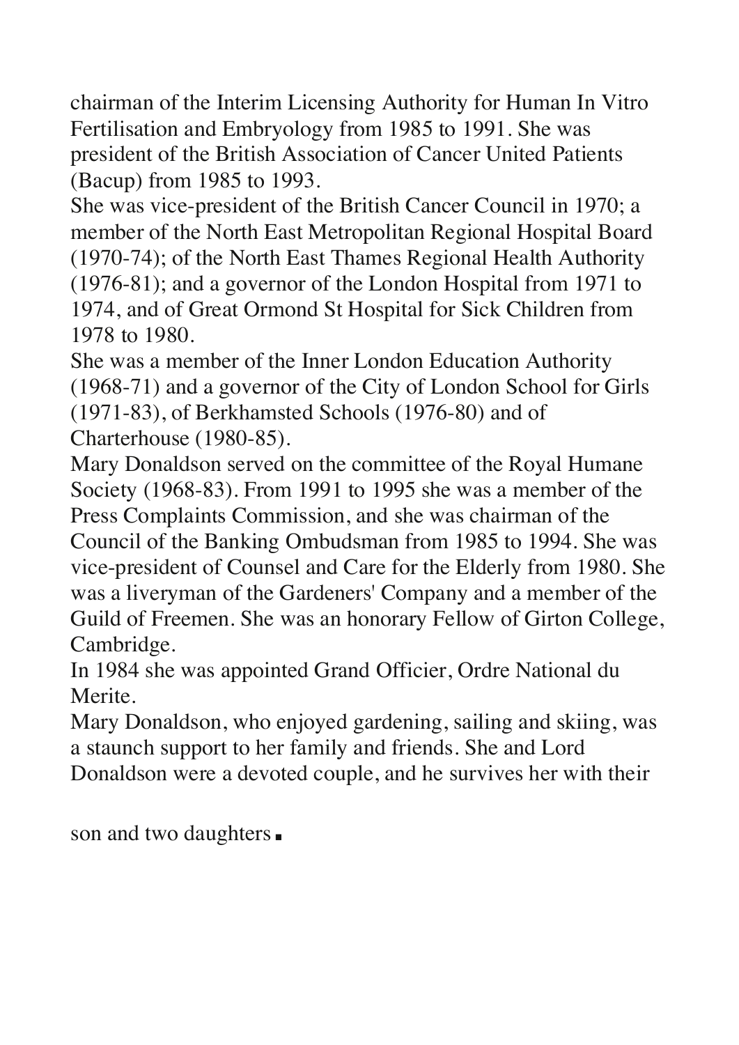chairman of the Interim Licensing Authority for Human In Vitro Fertilisation and Embryology from 1985 to 1991. She was president of the British Association of Cancer United Patients (Bacup) from 1985 to 1993.

She was vice-president of the British Cancer Council in 1970; a member of the North East Metropolitan Regional Hospital Board (1970-74); of the North East Thames Regional Health Authority (1976-81); and a governor of the London Hospital from 1971 to 1974, and of Great Ormond St Hospital for Sick Children from 1978 to 1980.

She was a member of the Inner London Education Authority (1968-71) and a governor of the City of London School for Girls (1971-83), of Berkhamsted Schools (1976-80) and of Charterhouse (1980-85).

Mary Donaldson served on the committee of the Royal Humane Society (1968-83). From 1991 to 1995 she was a member of the Press Complaints Commission, and she was chairman of the Council of the Banking Ombudsman from 1985 to 1994. She was vice-president of Counsel and Care for the Elderly from 1980. She was a liveryman of the Gardeners' Company and a member of the Guild of Freemen. She was an honorary Fellow of Girton College, Cambridge.

In 1984 she was appointed Grand Officier, Ordre National du Merite.

Mary Donaldson, who enjoyed gardening, sailing and skiing, was a staunch support to her family and friends. She and Lord Donaldson were a devoted couple, and he survives her with their son and two daughters ■